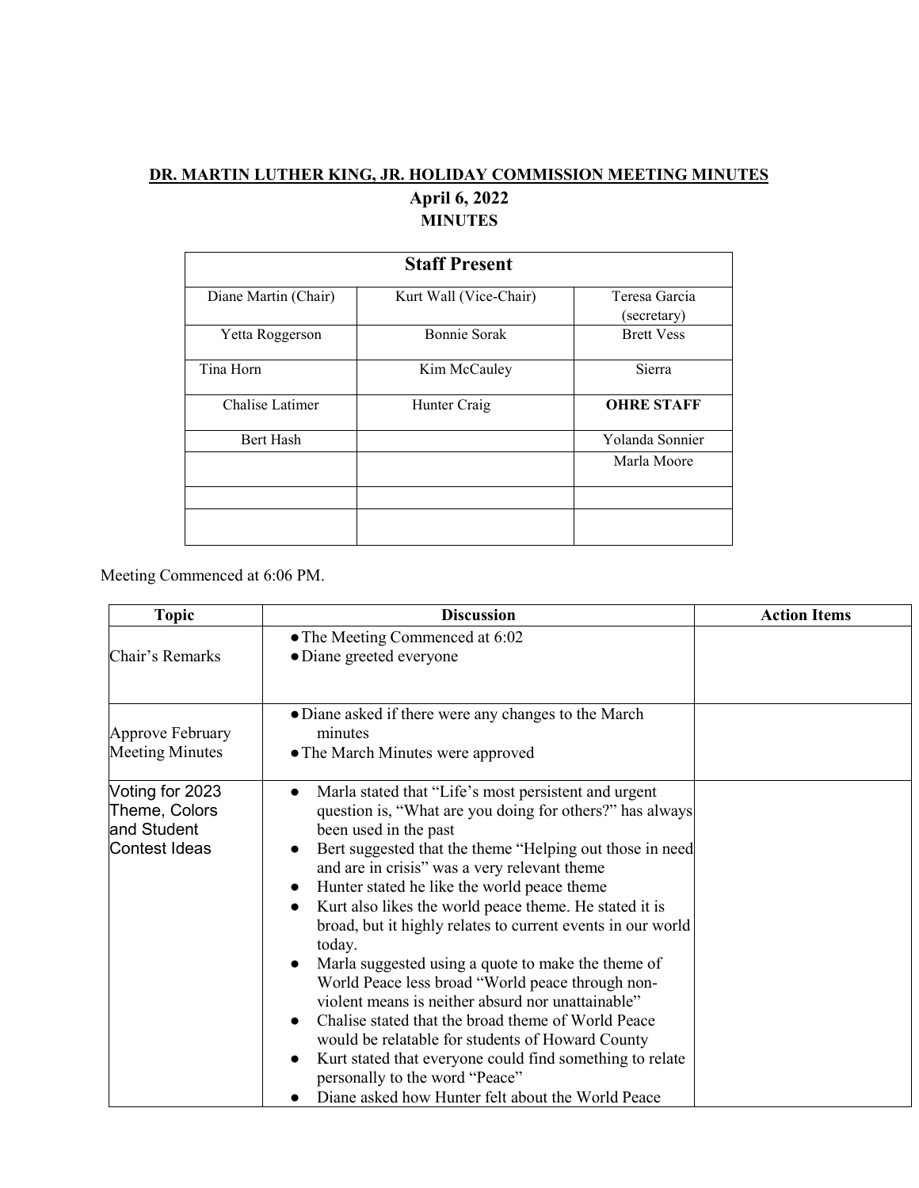**DR. MARTIN LUTHER KING, JR. HOLIDAY COMMISSION MEETING MINUTES**

**April 6, 2022**

**MINUTES**

| **Staff Present** | | |
|---|---|---|
| Diane Martin (Chair) | Kurt Wall (Vice-Chair) | Teresa Garcia (secretary) |
| Yetta Roggerson | Bonnie Sorak | Brett Vess |
| Tina Horn | Kim McCauley | Sierra |
| Chalise Latimer | Hunter Craig | **OHRE STAFF** |
| Bert Hash | | Yolanda Sonnier |
| | | Marla Moore |
| | | |
| | | |

Meeting Commenced at 6:06 PM.

| Topic | Discussion | Action Items |
|---|---|---|
| Chair's Remarks | • The Meeting Commenced at 6:02<br>• Diane greeted everyone | |
| Approve February Meeting Minutes | • Diane asked if there were any changes to the March minutes<br>• The March Minutes were approved | |
| Voting for 2023 Theme, Colors and Student Contest Ideas | • Marla stated that "Life's most persistent and urgent question is, "What are you doing for others?" has always been used in the past<br>• Bert suggested that the theme "Helping out those in need and are in crisis" was a very relevant theme<br>• Hunter stated he like the world peace theme<br>• Kurt also likes the world peace theme. He stated it is broad, but it highly relates to current events in our world today.<br>• Marla suggested using a quote to make the theme of World Peace less broad "World peace through non-violent means is neither absurd nor unattainable"<br>• Chalise stated that the broad theme of World Peace would be relatable for students of Howard County<br>• Kurt stated that everyone could find something to relate personally to the word "Peace"<br>• Diane asked how Hunter felt about the World Peace | |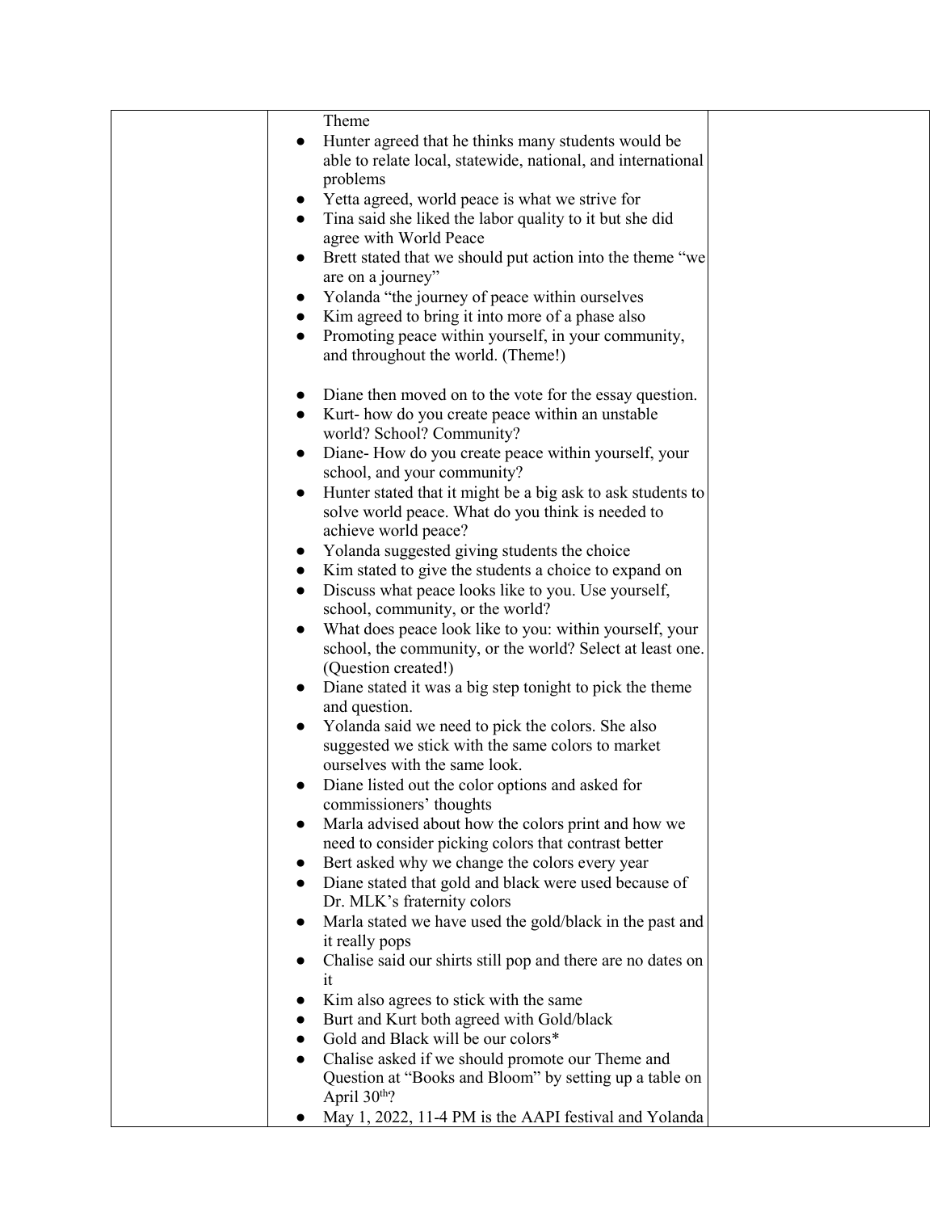| | Theme<br>● Hunter agreed that he thinks many students would be able to relate local, statewide, national, and international problems<br>● Yetta agreed, world peace is what we strive for<br>● Tina said she liked the labor quality to it but she did agree with World Peace<br>● Brett stated that we should put action into the theme "we are on a journey"<br>● Yolanda "the journey of peace within ourselves<br>● Kim agreed to bring it into more of a phase also<br>● Promoting peace within yourself, in your community, and throughout the world. (Theme!)<br><br>● Diane then moved on to the vote for the essay question.<br>● Kurt- how do you create peace within an unstable world? School? Community?<br>● Diane- How do you create peace within yourself, your school, and your community?<br>● Hunter stated that it might be a big ask to ask students to solve world peace. What do you think is needed to achieve world peace?<br>● Yolanda suggested giving students the choice<br>● Kim stated to give the students a choice to expand on<br>● Discuss what peace looks like to you. Use yourself, school, community, or the world?<br>● What does peace look like to you: within yourself, your school, the community, or the world? Select at least one. (Question created!)<br>● Diane stated it was a big step tonight to pick the theme and question.<br>● Yolanda said we need to pick the colors. She also suggested we stick with the same colors to market ourselves with the same look.<br>● Diane listed out the color options and asked for commissioners' thoughts<br>● Marla advised about how the colors print and how we need to consider picking colors that contrast better<br>● Bert asked why we change the colors every year<br>● Diane stated that gold and black were used because of Dr. MLK's fraternity colors<br>● Marla stated we have used the gold/black in the past and it really pops<br>● Chalise said our shirts still pop and there are no dates on it<br>● Kim also agrees to stick with the same<br>● Burt and Kurt both agreed with Gold/black<br>● Gold and Black will be our colors*<br>● Chalise asked if we should promote our Theme and Question at "Books and Bloom" by setting up a table on April 30th?<br>● May 1, 2022, 11-4 PM is the AAPI festival and Yolanda | |
|---|---|---|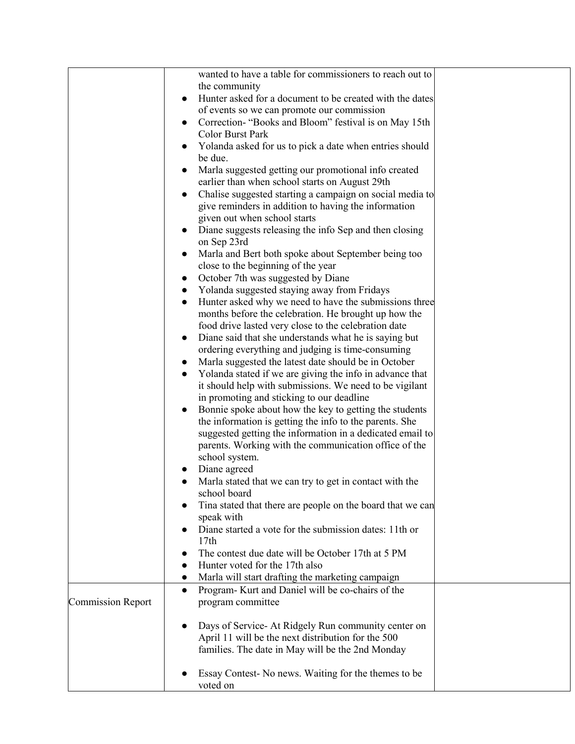| | | |
|---|---|---|
| | wanted to have a table for commissioners to reach out to the community<br>● Hunter asked for a document to be created with the dates of events so we can promote our commission<br>● Correction- "Books and Bloom" festival is on May 15th Color Burst Park<br>● Yolanda asked for us to pick a date when entries should be due.<br>● Marla suggested getting our promotional info created earlier than when school starts on August 29th<br>● Chalise suggested starting a campaign on social media to give reminders in addition to having the information given out when school starts<br>● Diane suggests releasing the info Sep and then closing on Sep 23rd<br>● Marla and Bert both spoke about September being too close to the beginning of the year<br>● October 7th was suggested by Diane<br>● Yolanda suggested staying away from Fridays<br>● Hunter asked why we need to have the submissions three months before the celebration. He brought up how the food drive lasted very close to the celebration date<br>● Diane said that she understands what he is saying but ordering everything and judging is time-consuming<br>● Marla suggested the latest date should be in October<br>● Yolanda stated if we are giving the info in advance that it should help with submissions. We need to be vigilant in promoting and sticking to our deadline<br>● Bonnie spoke about how the key to getting the students the information is getting the info to the parents. She suggested getting the information in a dedicated email to parents. Working with the communication office of the school system.<br>● Diane agreed<br>● Marla stated that we can try to get in contact with the school board<br>● Tina stated that there are people on the board that we can speak with<br>● Diane started a vote for the submission dates: 11th or 17th<br>● The contest due date will be October 17th at 5 PM<br>● Hunter voted for the 17th also<br>● Marla will start drafting the marketing campaign | |
| Commission Report | ● Program- Kurt and Daniel will be co-chairs of the program committee<br><br>● Days of Service- At Ridgely Run community center on April 11 will be the next distribution for the 500 families. The date in May will be the 2nd Monday<br><br>● Essay Contest- No news. Waiting for the themes to be voted on | |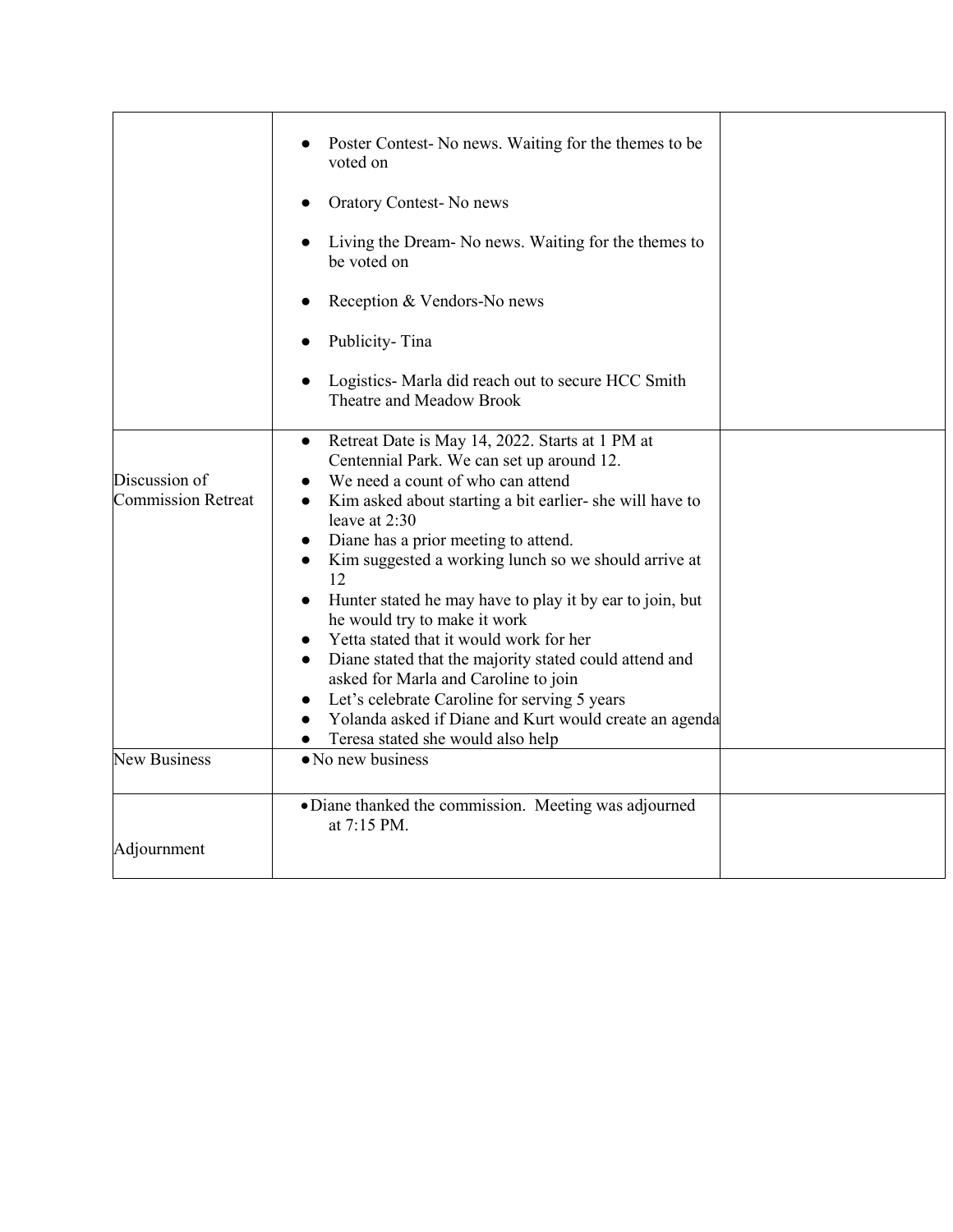| | | |
|---|---|---|
| | • Poster Contest- No news. Waiting for the themes to be voted on<br>• Oratory Contest- No news<br>• Living the Dream- No news. Waiting for the themes to be voted on<br>• Reception & Vendors-No news<br>• Publicity- Tina<br>• Logistics- Marla did reach out to secure HCC Smith Theatre and Meadow Brook | |
| Discussion of Commission Retreat | • Retreat Date is May 14, 2022. Starts at 1 PM at Centennial Park. We can set up around 12.<br>• We need a count of who can attend<br>• Kim asked about starting a bit earlier- she will have to leave at 2:30<br>• Diane has a prior meeting to attend.<br>• Kim suggested a working lunch so we should arrive at 12<br>• Hunter stated he may have to play it by ear to join, but he would try to make it work<br>• Yetta stated that it would work for her<br>• Diane stated that the majority stated could attend and asked for Marla and Caroline to join<br>• Let's celebrate Caroline for serving 5 years<br>• Yolanda asked if Diane and Kurt would create an agenda<br>• Teresa stated she would also help | |
| New Business | • No new business | |
| Adjournment | • Diane thanked the commission. Meeting was adjourned at 7:15 PM. | |